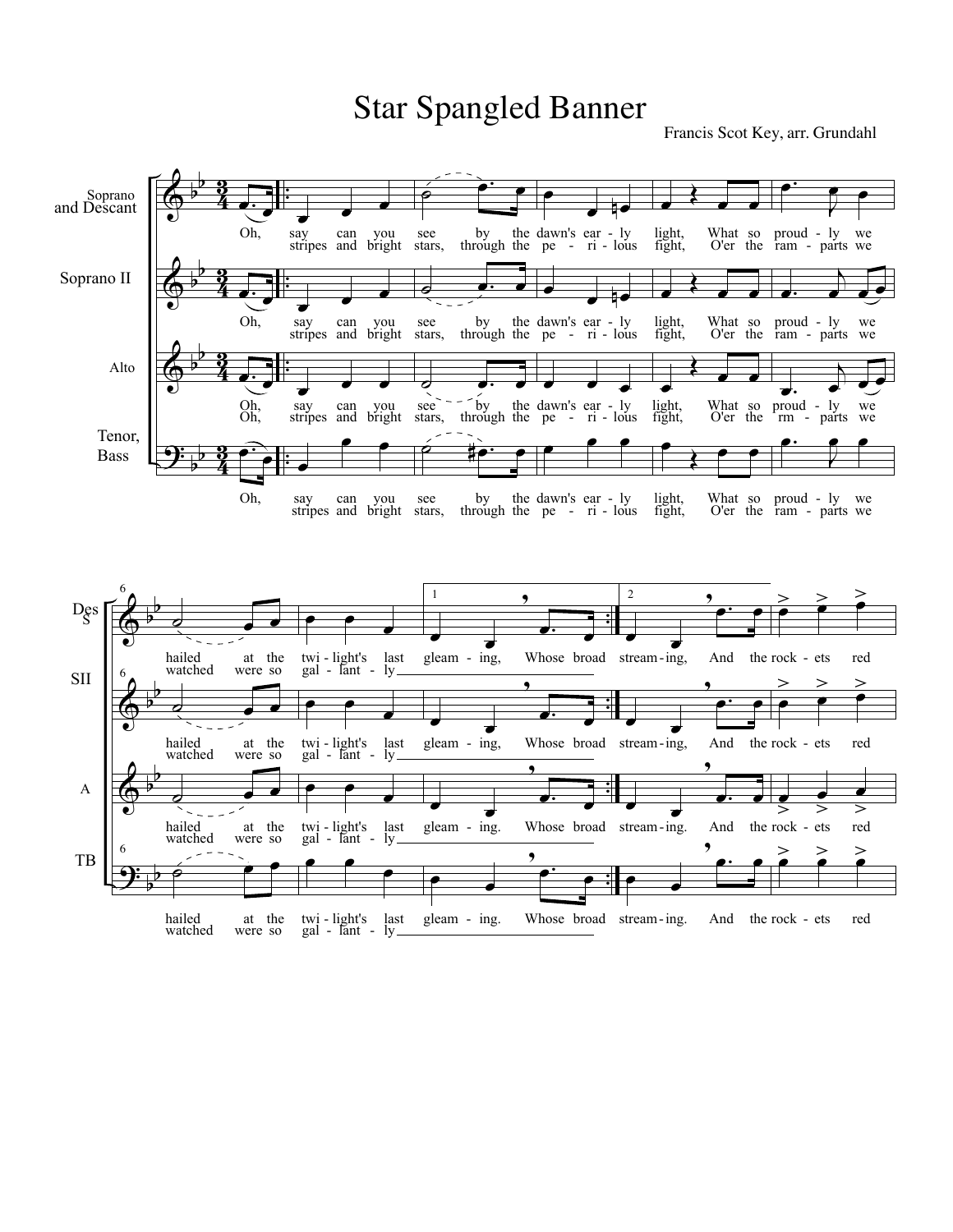# Star Spangled Banner

Francis Scot Key, arr. Grundahl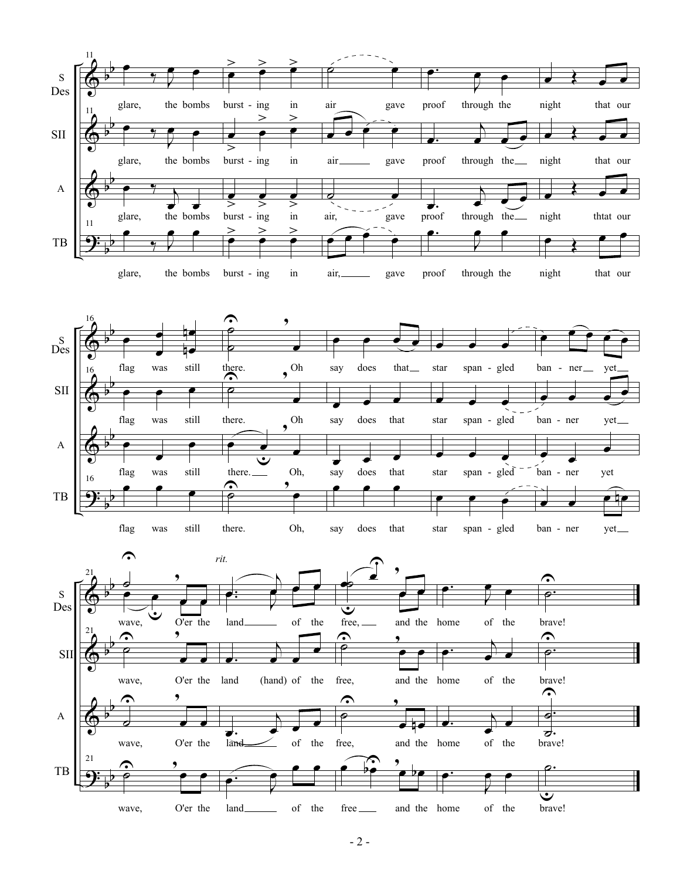S Des: glare, the bombs burst - ing in air gave proof through the night that our

SII: glare, the bombs burst - ing in air gave proof through the night that our

A: glare, the bombs burst - ing in air, gave proof through the night thtat our

TB: glare, the bombs burst - ing in air, gave proof through the night that our

S Des: flag was still there. Oh say does that star span - gled ban - ner yet

SII: flag was still there. Oh say does that star span - gled ban - ner yet

A: flag was still there. Oh, say does that star span - gled ban - ner yet

TB: flag was still there. Oh, say does that star span - gled ban - ner yet

*rit.*

S Des: wave, O'er the land of the free, and the home of the brave!

SII: wave, O'er the land (hand) of the free, and the home of the brave!

A: wave, O'er the land of the free, and the home of the brave!

TB: wave, O'er the land of the free and the home of the brave!